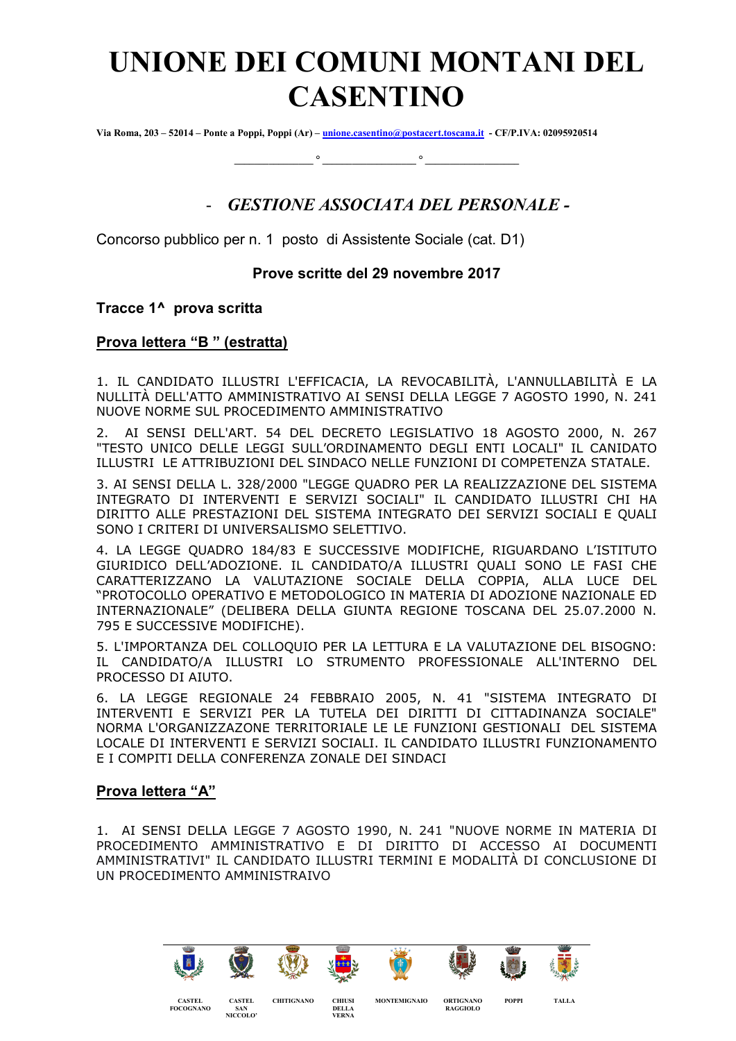# UNIONE DEI COMUNI MONTANI DEL CASENTINO

**Via Roma, 203 – 52014 – Ponte a Poppi, Poppi (Ar) – unione.casentino@postacert.toscana.it - CF/P.IVA: 02095920514**

___________°_____________°______________

## - *GESTIONE ASSOCIATA DEL PERSONALE -*

Concorso pubblico per n. 1 posto di Assistente Sociale (cat. D1)

**Prove scritte del 29 novembre 2017**

**Tracce 1^ prova scritta**

**Prova lettera "B " (estratta)**

1. IL CANDIDATO ILLUSTRI L'EFFICACIA, LA REVOCABILITÀ, L'ANNULLABILITÀ E LA NULLITÀ DELL'ATTO AMMINISTRATIVO AI SENSI DELLA LEGGE 7 AGOSTO 1990, N. 241 NUOVE NORME SUL PROCEDIMENTO AMMINISTRATIVO

2. AI SENSI DELL'ART. 54 DEL DECRETO LEGISLATIVO 18 AGOSTO 2000, N. 267 "TESTO UNICO DELLE LEGGI SULL'ORDINAMENTO DEGLI ENTI LOCALI" IL CANIDATO ILLUSTRI LE ATTRIBUZIONI DEL SINDACO NELLE FUNZIONI DI COMPETENZA STATALE.

3. AI SENSI DELLA L. 328/2000 "LEGGE QUADRO PER LA REALIZZAZIONE DEL SISTEMA INTEGRATO DI INTERVENTI E SERVIZI SOCIALI" IL CANDIDATO ILLUSTRI CHI HA DIRITTO ALLE PRESTAZIONI DEL SISTEMA INTEGRATO DEI SERVIZI SOCIALI E QUALI SONO I CRITERI DI UNIVERSALISMO SELETTIVO.

4. LA LEGGE QUADRO 184/83 E SUCCESSIVE MODIFICHE, RIGUARDANO L'ISTITUTO GIURIDICO DELL'ADOZIONE. IL CANDIDATO/A ILLUSTRI QUALI SONO LE FASI CHE CARATTERIZZANO LA VALUTAZIONE SOCIALE DELLA COPPIA, ALLA LUCE DEL "PROTOCOLLO OPERATIVO E METODOLOGICO IN MATERIA DI ADOZIONE NAZIONALE ED INTERNAZIONALE" (DELIBERA DELLA GIUNTA REGIONE TOSCANA DEL 25.07.2000 N. 795 E SUCCESSIVE MODIFICHE).

5. L'IMPORTANZA DEL COLLOQUIO PER LA LETTURA E LA VALUTAZIONE DEL BISOGNO: IL CANDIDATO/A ILLUSTRI LO STRUMENTO PROFESSIONALE ALL'INTERNO DEL PROCESSO DI AIUTO.

6. LA LEGGE REGIONALE 24 FEBBRAIO 2005, N. 41 "SISTEMA INTEGRATO DI INTERVENTI E SERVIZI PER LA TUTELA DEI DIRITTI DI CITTADINANZA SOCIALE" NORMA L'ORGANIZZAZONE TERRITORIALE LE LE FUNZIONI GESTIONALI DEL SISTEMA LOCALE DI INTERVENTI E SERVIZI SOCIALI. IL CANDIDATO ILLUSTRI FUNZIONAMENTO E I COMPITI DELLA CONFERENZA ZONALE DEI SINDACI

**Prova lettera "A"**

1. AI SENSI DELLA LEGGE 7 AGOSTO 1990, N. 241 "NUOVE NORME IN MATERIA DI PROCEDIMENTO AMMINISTRATIVO E DI DIRITTO DI ACCESSO AI DOCUMENTI AMMINISTRATIVI" IL CANDIDATO ILLUSTRI TERMINI E MODALITÀ DI CONCLUSIONE DI UN PROCEDIMENTO AMMINISTRAIVO

CASTEL FOCOGNANO | CASTEL SAN NICCOLO' | CHITIGNANO | CHIUSI DELLA VERNA | MONTEMIGNAIO | ORTIGNANO RAGGIOLO | POPPI | TALLA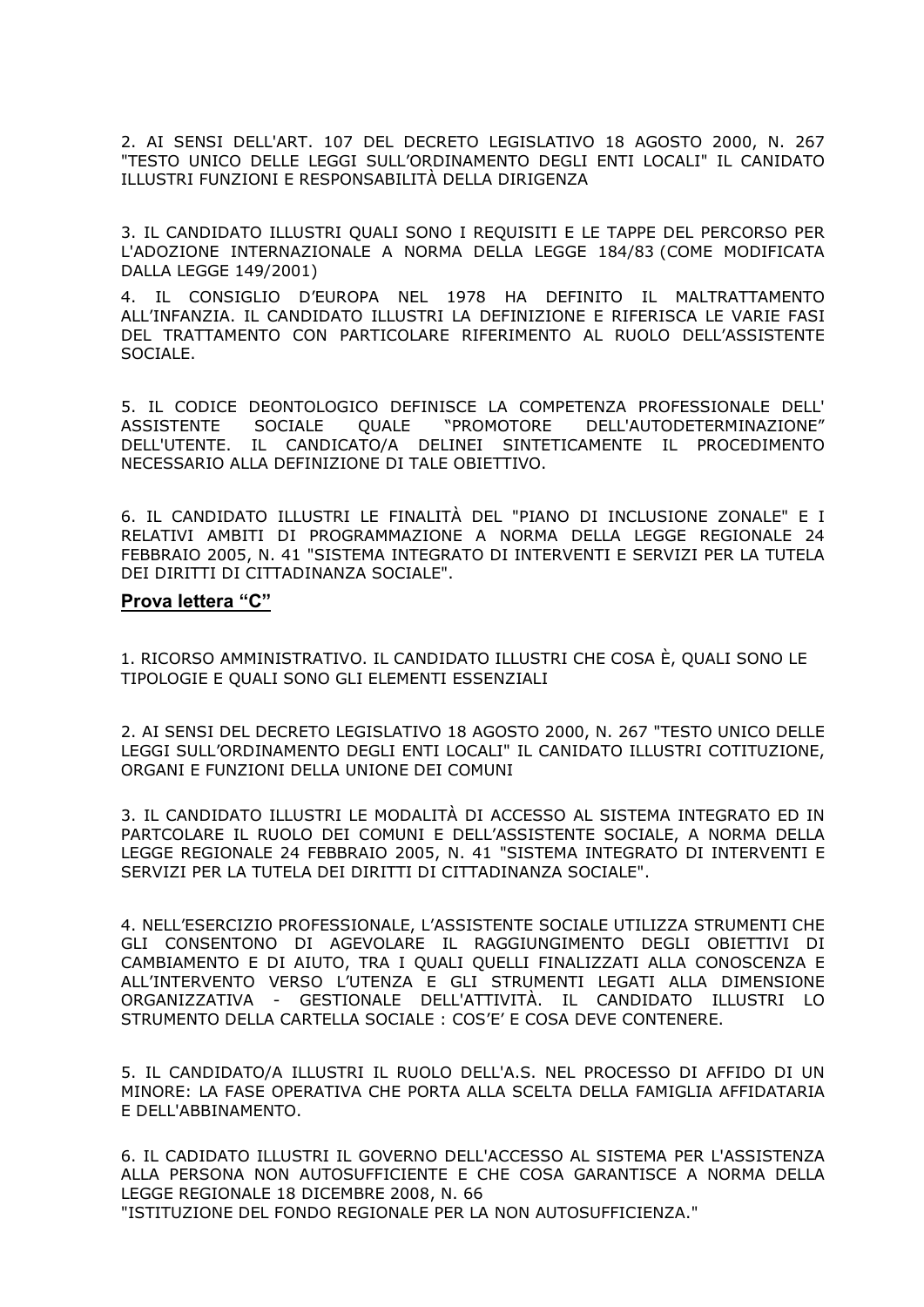2. AI SENSI DELL'ART. 107 DEL DECRETO LEGISLATIVO 18 AGOSTO 2000, N. 267 "TESTO UNICO DELLE LEGGI SULL'ORDINAMENTO DEGLI ENTI LOCALI" IL CANIDATO ILLUSTRI FUNZIONI E RESPONSABILITÀ DELLA DIRIGENZA

3. IL CANDIDATO ILLUSTRI QUALI SONO I REQUISITI E LE TAPPE DEL PERCORSO PER L'ADOZIONE INTERNAZIONALE A NORMA DELLA LEGGE 184/83 (COME MODIFICATA DALLA LEGGE 149/2001)

4. IL CONSIGLIO D'EUROPA NEL 1978 HA DEFINITO IL MALTRATTAMENTO ALL'INFANZIA. IL CANDIDATO ILLUSTRI LA DEFINIZIONE E RIFERISCA LE VARIE FASI DEL TRATTAMENTO CON PARTICOLARE RIFERIMENTO AL RUOLO DELL'ASSISTENTE SOCIALE.

5. IL CODICE DEONTOLOGICO DEFINISCE LA COMPETENZA PROFESSIONALE DELL' ASSISTENTE SOCIALE QUALE "PROMOTORE DELL'AUTODETERMINAZIONE" DELL'UTENTE. IL CANDICATO/A DELINEI SINTETICAMENTE IL PROCEDIMENTO NECESSARIO ALLA DEFINIZIONE DI TALE OBIETTIVO.

6. IL CANDIDATO ILLUSTRI LE FINALITÀ DEL "PIANO DI INCLUSIONE ZONALE" E I RELATIVI AMBITI DI PROGRAMMAZIONE A NORMA DELLA LEGGE REGIONALE 24 FEBBRAIO 2005, N. 41 "SISTEMA INTEGRATO DI INTERVENTI E SERVIZI PER LA TUTELA DEI DIRITTI DI CITTADINANZA SOCIALE".

## Prova lettera "C"

1. RICORSO AMMINISTRATIVO. IL CANDIDATO ILLUSTRI CHE COSA È, QUALI SONO LE TIPOLOGIE E QUALI SONO GLI ELEMENTI ESSENZIALI

2. AI SENSI DEL DECRETO LEGISLATIVO 18 AGOSTO 2000, N. 267 "TESTO UNICO DELLE LEGGI SULL'ORDINAMENTO DEGLI ENTI LOCALI" IL CANIDATO ILLUSTRI COTITUZIONE, ORGANI E FUNZIONI DELLA UNIONE DEI COMUNI

3. IL CANDIDATO ILLUSTRI LE MODALITÀ DI ACCESSO AL SISTEMA INTEGRATO ED IN PARTCOLARE IL RUOLO DEI COMUNI E DELL'ASSISTENTE SOCIALE, A NORMA DELLA LEGGE REGIONALE 24 FEBBRAIO 2005, N. 41 "SISTEMA INTEGRATO DI INTERVENTI E SERVIZI PER LA TUTELA DEI DIRITTI DI CITTADINANZA SOCIALE".

4. NELL'ESERCIZIO PROFESSIONALE, L'ASSISTENTE SOCIALE UTILIZZA STRUMENTI CHE GLI CONSENTONO DI AGEVOLARE IL RAGGIUNGIMENTO DEGLI OBIETTIVI DI CAMBIAMENTO E DI AIUTO, TRA I QUALI QUELLI FINALIZZATI ALLA CONOSCENZA E ALL'INTERVENTO VERSO L'UTENZA E GLI STRUMENTI LEGATI ALLA DIMENSIONE ORGANIZZATIVA - GESTIONALE DELL'ATTIVITÀ. IL CANDIDATO ILLUSTRI LO STRUMENTO DELLA CARTELLA SOCIALE : COS'E' E COSA DEVE CONTENERE.

5. IL CANDIDATO/A ILLUSTRI IL RUOLO DELL'A.S. NEL PROCESSO DI AFFIDO DI UN MINORE: LA FASE OPERATIVA CHE PORTA ALLA SCELTA DELLA FAMIGLIA AFFIDATARIA E DELL'ABBINAMENTO.

6. IL CADIDATO ILLUSTRI IL GOVERNO DELL'ACCESSO AL SISTEMA PER L'ASSISTENZA ALLA PERSONA NON AUTOSUFFICIENTE E CHE COSA GARANTISCE A NORMA DELLA LEGGE REGIONALE 18 DICEMBRE 2008, N. 66
"ISTITUZIONE DEL FONDO REGIONALE PER LA NON AUTOSUFFICIENZA."